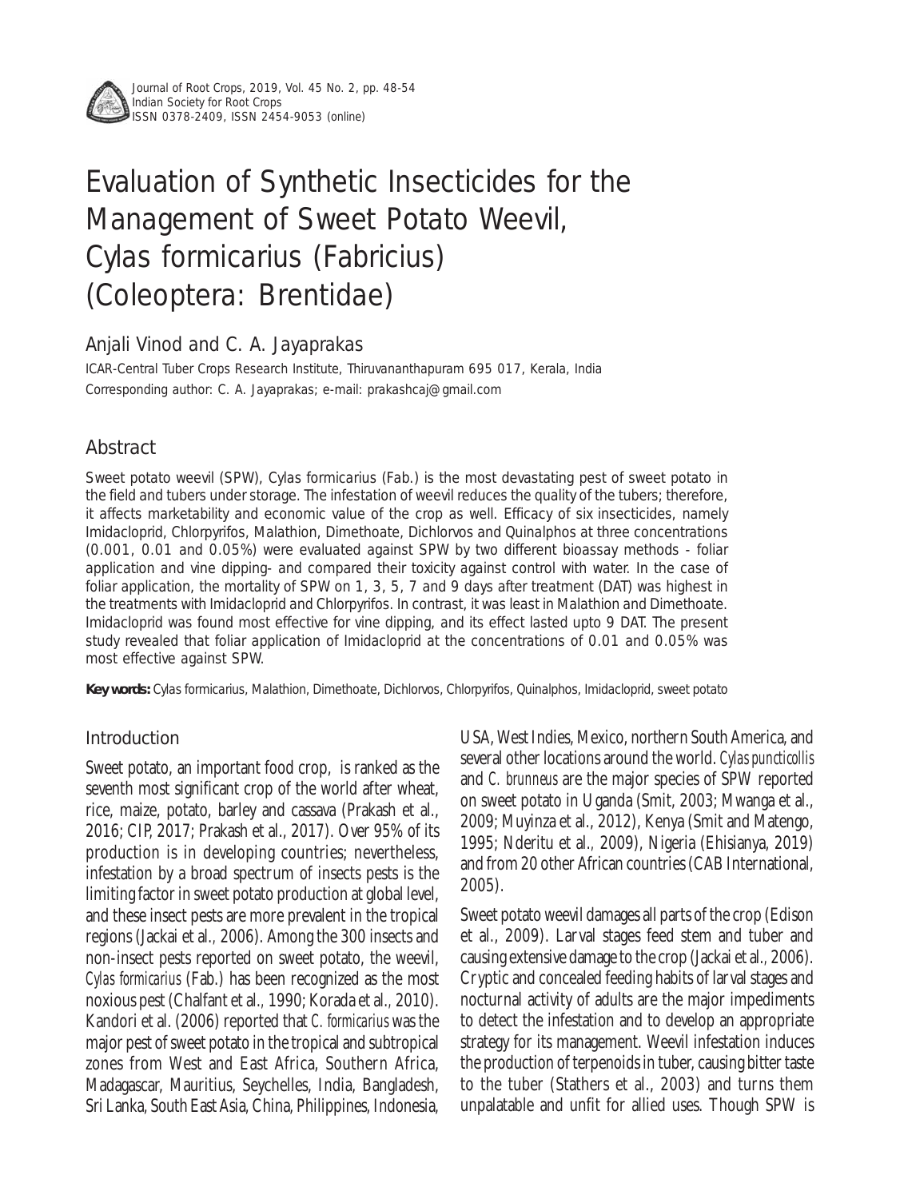# Evaluation of Synthetic Insecticides for the Management of Sweet Potato Weevil, *Cylas formicarius* (Fabricius) (Coleoptera: Brentidae)

Anjali Vinod and C. A. Jayaprakas

ICAR-Central Tuber Crops Research Institute, Thiruvananthapuram 695 017, Kerala, India

Corresponding author: C. A. Jayaprakas; e-mail: prakashcaj@gmail.com

## Abstract

Sweet potato weevil (SPW), *Cylas formicarius* (Fab.) is the most devastating pest of sweet potato in the field and tubers under storage. The infestation of weevil reduces the quality of the tubers; therefore, it affects marketability and economic value of the crop as well. Efficacy of six insecticides, namely Imidacloprid, Chlorpyrifos, Malathion, Dimethoate, Dichlorvos and Quinalphos at three concentrations (0.001, 0.01 and 0.05%) were evaluated against SPW by two different bioassay methods - foliar application and vine dipping- and compared their toxicity against control with water. In the case of foliar application, the mortality of SPW on 1, 3, 5, 7 and 9 days after treatment (DAT) was highest in the treatments with Imidacloprid and Chlorpyrifos. In contrast, it was least in Malathion and Dimethoate. Imidacloprid was found most effective for vine dipping, and its effect lasted upto 9 DAT. The present study revealed that foliar application of Imidacloprid at the concentrations of 0.01 and 0.05% was most effective against SPW.

**Key words:** *Cylas formicarius*, Malathion, Dimethoate, Dichlorvos, Chlorpyrifos, Quinalphos, Imidacloprid, sweet potato

## Introduction

Sweet potato, an important food crop, is ranked as the seventh most significant crop of the world after wheat, rice, maize, potato, barley and cassava (Prakash et al., 2016; CIP, 2017; Prakash et al., 2017). Over 95% of its production is in developing countries; nevertheless, infestation by a broad spectrum of insects pests is the limiting factor in sweet potato production at global level, and these insect pests are more prevalent in the tropical regions (Jackai et al., 2006). Among the 300 insects and non-insect pests reported on sweet potato, the weevil, *Cylas formicarius* (Fab.) has been recognized as the most noxious pest (Chalfant et al., 1990; Korada et al., 2010). Kandori et al. (2006) reported that *C. formicarius* was the major pest of sweet potato in the tropical and subtropical zones from West and East Africa, Southern Africa, Madagascar, Mauritius, Seychelles, India, Bangladesh, Sri Lanka, South East Asia, China, Philippines, Indonesia, USA, West Indies, Mexico, northern South America, and several other locations around the world. *Cylas puncticollis* and *C. brunneus* are the major species of SPW reported on sweet potato in Uganda (Smit, 2003; Mwanga et al., 2009; Muyinza et al., 2012), Kenya (Smit and Matengo, 1995; Nderitu et al., 2009), Nigeria (Ehisianya, 2019) and from 20 other African countries (CAB International, 2005).

Sweet potato weevil damages all parts of the crop (Edison et al., 2009). Larval stages feed stem and tuber and causing extensive damage to the crop (Jackai et al., 2006). Cryptic and concealed feeding habits of larval stages and nocturnal activity of adults are the major impediments to detect the infestation and to develop an appropriate strategy for its management. Weevil infestation induces the production of terpenoids in tuber, causing bitter taste to the tuber (Stathers et al., 2003) and turns them unpalatable and unfit for allied uses. Though SPW is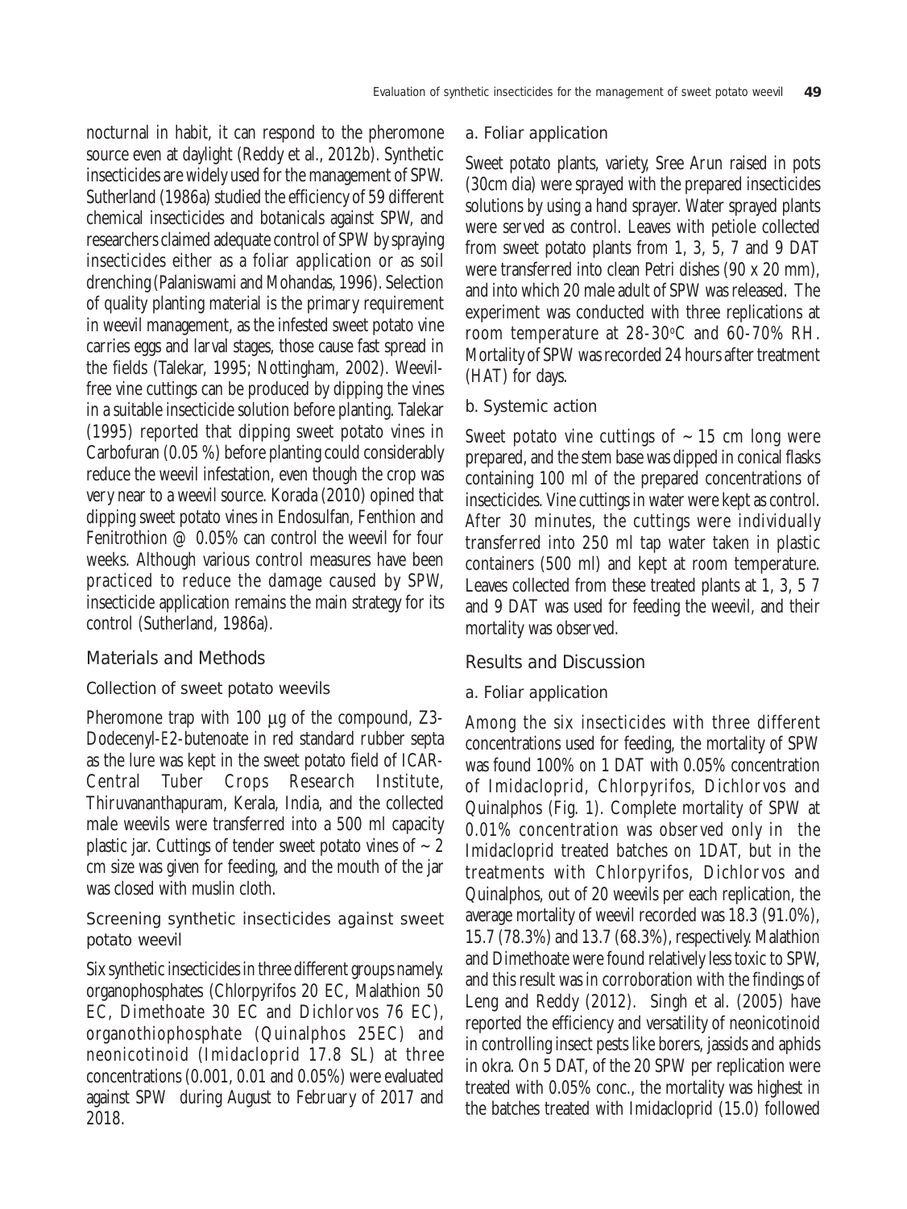nocturnal in habit, it can respond to the pheromone source even at daylight (Reddy et al., 2012b). Synthetic insecticides are widely used for the management of SPW. Sutherland (1986a) studied the efficiency of 59 different chemical insecticides and botanicals against SPW, and researchers claimed adequate control of SPW by spraying insecticides either as a foliar application or as soil drenching (Palaniswami and Mohandas, 1996). Selection of quality planting material is the primary requirement in weevil management, as the infested sweet potato vine carries eggs and larval stages, those cause fast spread in the fields (Talekar, 1995; Nottingham, 2002). Weevil-free vine cuttings can be produced by dipping the vines in a suitable insecticide solution before planting. Talekar (1995) reported that dipping sweet potato vines in Carbofuran (0.05 %) before planting could considerably reduce the weevil infestation, even though the crop was very near to a weevil source. Korada (2010) opined that dipping sweet potato vines in Endosulfan, Fenthion and Fenitrothion @ 0.05% can control the weevil for four weeks. Although various control measures have been practiced to reduce the damage caused by SPW, insecticide application remains the main strategy for its control (Sutherland, 1986a).

## Materials and Methods

### Collection of sweet potato weevils

Pheromone trap with 100 µg of the compound, Z3-Dodecenyl-E2-butenoate in red standard rubber septa as the lure was kept in the sweet potato field of ICAR-Central Tuber Crops Research Institute, Thiruvananthapuram, Kerala, India, and the collected male weevils were transferred into a 500 ml capacity plastic jar. Cuttings of tender sweet potato vines of ~ 2 cm size was given for feeding, and the mouth of the jar was closed with muslin cloth.

### Screening synthetic insecticides against sweet potato weevil

Six synthetic insecticides in three different groups namely. organophosphates (Chlorpyrifos 20 EC, Malathion 50 EC, Dimethoate 30 EC and Dichlorvos 76 EC), organothiophosphate (Quinalphos 25EC) and neonicotinoid (Imidacloprid 17.8 SL) at three concentrations (0.001, 0.01 and 0.05%) were evaluated against SPW during August to February of 2017 and 2018.

#### a. Foliar application

Sweet potato plants, variety, Sree Arun raised in pots (30cm dia) were sprayed with the prepared insecticides solutions by using a hand sprayer. Water sprayed plants were served as control. Leaves with petiole collected from sweet potato plants from 1, 3, 5, 7 and 9 DAT were transferred into clean Petri dishes (90 x 20 mm), and into which 20 male adult of SPW was released. The experiment was conducted with three replications at room temperature at 28-30°C and 60-70% RH. Mortality of SPW was recorded 24 hours after treatment (HAT) for days.

#### b. Systemic action

Sweet potato vine cuttings of ~ 15 cm long were prepared, and the stem base was dipped in conical flasks containing 100 ml of the prepared concentrations of insecticides. Vine cuttings in water were kept as control. After 30 minutes, the cuttings were individually transferred into 250 ml tap water taken in plastic containers (500 ml) and kept at room temperature. Leaves collected from these treated plants at 1, 3, 5 7 and 9 DAT was used for feeding the weevil, and their mortality was observed.

## Results and Discussion

#### a. Foliar application

Among the six insecticides with three different concentrations used for feeding, the mortality of SPW was found 100% on 1 DAT with 0.05% concentration of Imidacloprid, Chlorpyrifos, Dichlorvos and Quinalphos (Fig. 1). Complete mortality of SPW at 0.01% concentration was observed only in the Imidacloprid treated batches on 1DAT, but in the treatments with Chlorpyrifos, Dichlorvos and Quinalphos, out of 20 weevils per each replication, the average mortality of weevil recorded was 18.3 (91.0%), 15.7 (78.3%) and 13.7 (68.3%), respectively. Malathion and Dimethoate were found relatively less toxic to SPW, and this result was in corroboration with the findings of Leng and Reddy (2012). Singh et al. (2005) have reported the efficiency and versatility of neonicotinoid in controlling insect pests like borers, jassids and aphids in okra. On 5 DAT, of the 20 SPW per replication were treated with 0.05% conc., the mortality was highest in the batches treated with Imidacloprid (15.0) followed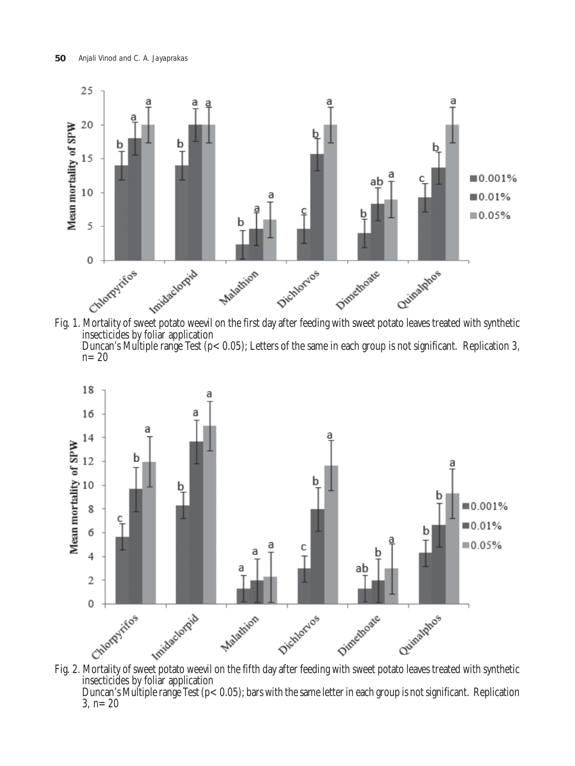Fig. 1. Mortality of sweet potato weevil on the first day after feeding with sweet potato leaves treated with synthetic insecticides by foliar application

Duncan's Multiple range Test ($p < 0.05$); Letters of the same in each group is not significant. Replication 3, n= 20

Fig. 2. Mortality of sweet potato weevil on the fifth day after feeding with sweet potato leaves treated with synthetic insecticides by foliar application

Duncan's Multiple range Test ($p < 0.05$); bars with the same letter in each group is not significant. Replication 3, n= 20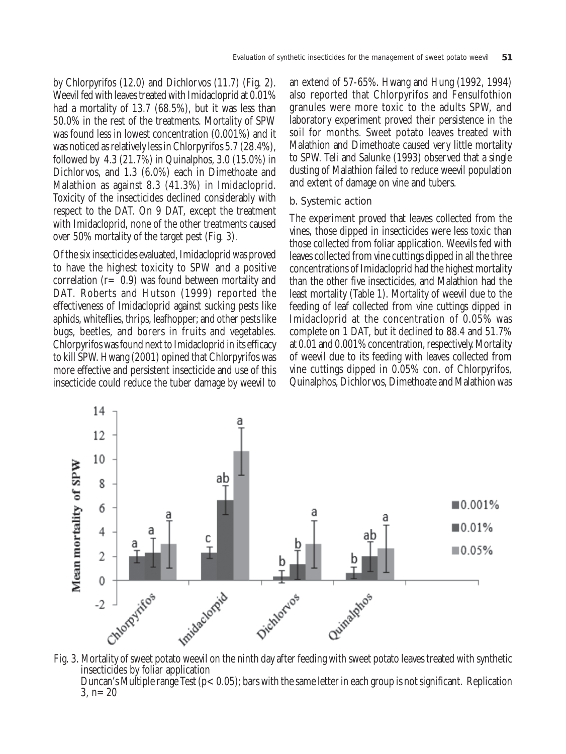by Chlorpyrifos (12.0) and Dichlorvos (11.7) (Fig. 2). Weevil fed with leaves treated with Imidacloprid at 0.01% had a mortality of 13.7 (68.5%), but it was less than 50.0% in the rest of the treatments. Mortality of SPW was found less in lowest concentration (0.001%) and it was noticed as relatively less in Chlorpyrifos 5.7 (28.4%), followed by 4.3 (21.7%) in Quinalphos, 3.0 (15.0%) in Dichlorvos, and 1.3 (6.0%) each in Dimethoate and Malathion as against 8.3 (41.3%) in Imidacloprid. Toxicity of the insecticides declined considerably with respect to the DAT. On 9 DAT, except the treatment with Imidacloprid, none of the other treatments caused over 50% mortality of the target pest (Fig. 3).

Of the six insecticides evaluated, Imidacloprid was proved to have the highest toxicity to SPW and a positive correlation ($r = 0.9$) was found between mortality and DAT. Roberts and Hutson (1999) reported the effectiveness of Imidacloprid against sucking pests like aphids, whiteflies, thrips, leafhopper; and other pests like bugs, beetles, and borers in fruits and vegetables. Chlorpyrifos was found next to Imidacloprid in its efficacy to kill SPW. Hwang (2001) opined that Chlorpyrifos was more effective and persistent insecticide and use of this insecticide could reduce the tuber damage by weevil to an extend of 57-65%. Hwang and Hung (1992, 1994) also reported that Chlorpyrifos and Fensulfothion granules were more toxic to the adults SPW, and laboratory experiment proved their persistence in the soil for months. Sweet potato leaves treated with Malathion and Dimethoate caused very little mortality to SPW. Teli and Salunke (1993) observed that a single dusting of Malathion failed to reduce weevil population and extent of damage on vine and tubers.

### b. Systemic action

The experiment proved that leaves collected from the vines, those dipped in insecticides were less toxic than those collected from foliar application. Weevils fed with leaves collected from vine cuttings dipped in all the three concentrations of Imidacloprid had the highest mortality than the other five insecticides, and Malathion had the least mortality (Table 1). Mortality of weevil due to the feeding of leaf collected from vine cuttings dipped in Imidacloprid at the concentration of 0.05% was complete on 1 DAT, but it declined to 88.4 and 51.7% at 0.01 and 0.001% concentration, respectively. Mortality of weevil due to its feeding with leaves collected from vine cuttings dipped in 0.05% con. of Chlorpyrifos, Quinalphos, Dichlorvos, Dimethoate and Malathion was

Fig. 3. Mortality of sweet potato weevil on the ninth day after feeding with sweet potato leaves treated with synthetic insecticides by foliar application
Duncan's Multiple range Test ($p < 0.05$); bars with the same letter in each group is not significant. Replication 3, $n = 20$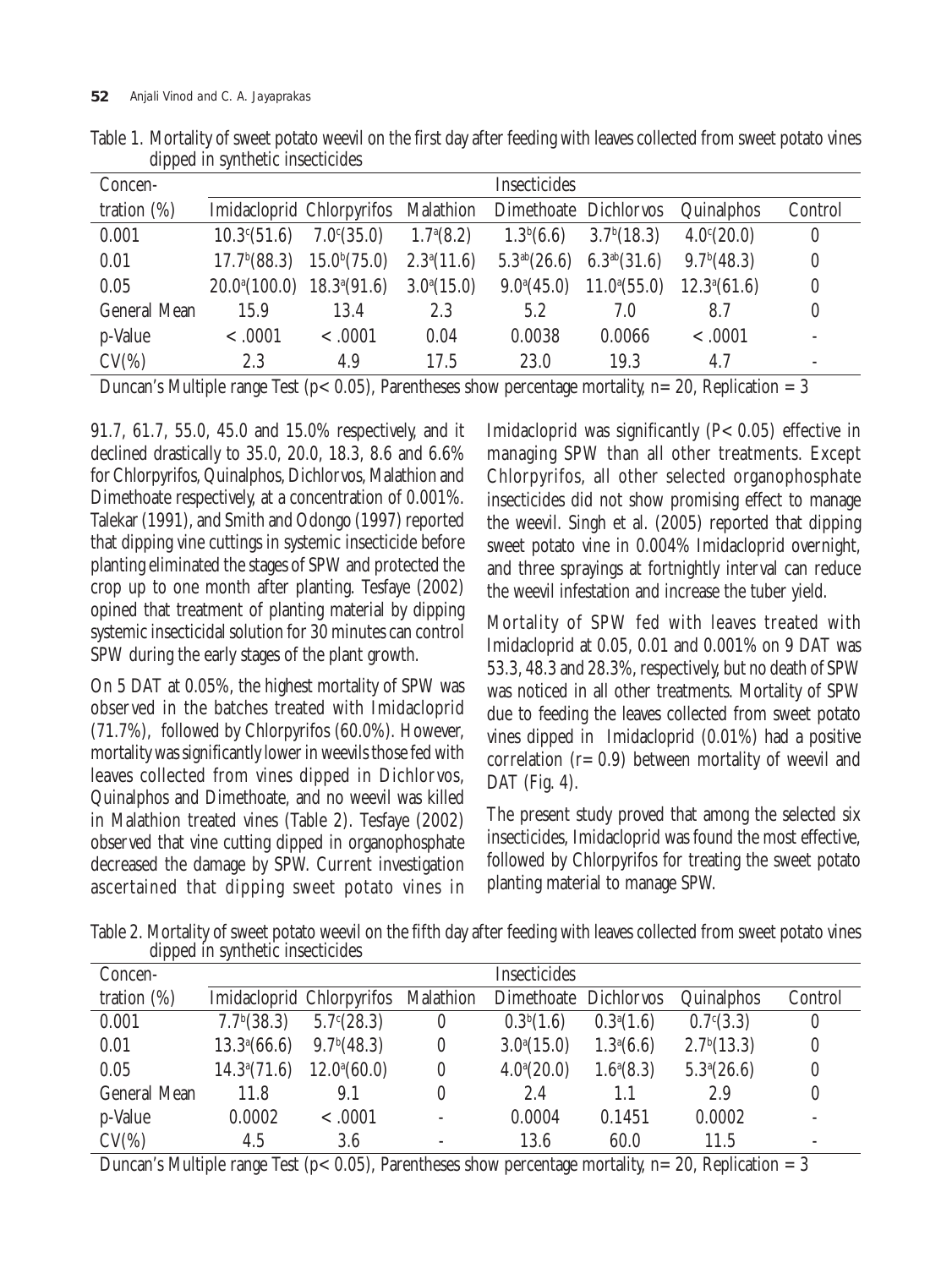Table 1. Mortality of sweet potato weevil on the first day after feeding with leaves collected from sweet potato vines dipped in synthetic insecticides

| Concen- | Insecticides | | | | | | |
|---|---|---|---|---|---|---|---|
| tration (%) | Imidacloprid | Chlorpyrifos | Malathion | Dimethoate | Dichlorvos | Quinalphos | Control |
| 0.001 | $10.3^{c}$(51.6) | $7.0^{c}$(35.0) | $1.7^{a}$(8.2) | $1.3^{b}$(6.6) | $3.7^{b}$(18.3) | $4.0^{c}$(20.0) | 0 |
| 0.01 | $17.7^{b}$(88.3) | $15.0^{b}$(75.0) | $2.3^{a}$(11.6) | $5.3^{ab}$(26.6) | $6.3^{ab}$(31.6) | $9.7^{b}$(48.3) | 0 |
| 0.05 | $20.0^{a}$(100.0) | $18.3^{a}$(91.6) | $3.0^{a}$(15.0) | $9.0^{a}$(45.0) | $11.0^{a}$(55.0) | $12.3^{a}$(61.6) | 0 |
| General Mean | 15.9 | 13.4 | 2.3 | 5.2 | 7.0 | 8.7 | 0 |
| p-Value | < .0001 | < .0001 | 0.04 | 0.0038 | 0.0066 | < .0001 | - |
| CV(%) | 2.3 | 4.9 | 17.5 | 23.0 | 19.3 | 4.7 | - |

Duncan's Multiple range Test ($p < 0.05$), Parentheses show percentage mortality, n= 20, Replication = 3

91.7, 61.7, 55.0, 45.0 and 15.0% respectively, and it declined drastically to 35.0, 20.0, 18.3, 8.6 and 6.6% for Chlorpyrifos, Quinalphos, Dichlorvos, Malathion and Dimethoate respectively, at a concentration of 0.001%. Talekar (1991), and Smith and Odongo (1997) reported that dipping vine cuttings in systemic insecticide before planting eliminated the stages of SPW and protected the crop up to one month after planting. Tesfaye (2002) opined that treatment of planting material by dipping systemic insecticidal solution for 30 minutes can control SPW during the early stages of the plant growth.

On 5 DAT at 0.05%, the highest mortality of SPW was observed in the batches treated with Imidacloprid (71.7%), followed by Chlorpyrifos (60.0%). However, mortality was significantly lower in weevils those fed with leaves collected from vines dipped in Dichlorvos, Quinalphos and Dimethoate, and no weevil was killed in Malathion treated vines (Table 2). Tesfaye (2002) observed that vine cutting dipped in organophosphate decreased the damage by SPW. Current investigation ascertained that dipping sweet potato vines in Imidacloprid was significantly ($P < 0.05$) effective in managing SPW than all other treatments. Except Chlorpyrifos, all other selected organophosphate insecticides did not show promising effect to manage the weevil. Singh et al. (2005) reported that dipping sweet potato vine in 0.004% Imidacloprid overnight, and three sprayings at fortnightly interval can reduce the weevil infestation and increase the tuber yield.

Mortality of SPW fed with leaves treated with Imidacloprid at 0.05, 0.01 and 0.001% on 9 DAT was 53.3, 48.3 and 28.3%, respectively, but no death of SPW was noticed in all other treatments. Mortality of SPW due to feeding the leaves collected from sweet potato vines dipped in Imidacloprid (0.01%) had a positive correlation ($r= 0.9$) between mortality of weevil and DAT (Fig. 4).

The present study proved that among the selected six insecticides, Imidacloprid was found the most effective, followed by Chlorpyrifos for treating the sweet potato planting material to manage SPW.

Table 2. Mortality of sweet potato weevil on the fifth day after feeding with leaves collected from sweet potato vines dipped in synthetic insecticides

| Concen- | Insecticides | | | | | | |
|---|---|---|---|---|---|---|---|
| tration (%) | Imidacloprid | Chlorpyrifos | Malathion | Dimethoate | Dichlorvos | Quinalphos | Control |
| 0.001 | $7.7^{b}$(38.3) | $5.7^{c}$(28.3) | 0 | $0.3^{b}$(1.6) | $0.3^{a}$(1.6) | $0.7^{c}$(3.3) | 0 |
| 0.01 | $13.3^{a}$(66.6) | $9.7^{b}$(48.3) | 0 | $3.0^{a}$(15.0) | $1.3^{a}$(6.6) | $2.7^{b}$(13.3) | 0 |
| 0.05 | $14.3^{a}$(71.6) | $12.0^{a}$(60.0) | 0 | $4.0^{a}$(20.0) | $1.6^{a}$(8.3) | $5.3^{a}$(26.6) | 0 |
| General Mean | 11.8 | 9.1 | 0 | 2.4 | 1.1 | 2.9 | 0 |
| p-Value | 0.0002 | < .0001 | - | 0.0004 | 0.1451 | 0.0002 | - |
| CV(%) | 4.5 | 3.6 | - | 13.6 | 60.0 | 11.5 | - |

Duncan's Multiple range Test ($p < 0.05$), Parentheses show percentage mortality, n= 20, Replication = 3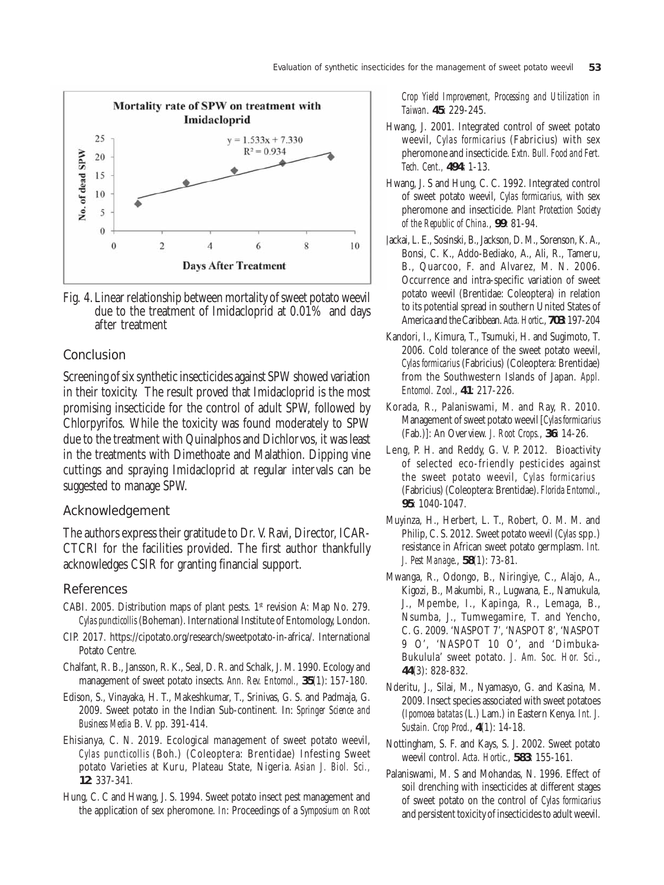Fig. 4. Linear relationship between mortality of sweet potato weevil due to the treatment of Imidacloprid at 0.01% and days after treatment

## Conclusion

Screening of six synthetic insecticides against SPW showed variation in their toxicity. The result proved that Imidacloprid is the most promising insecticide for the control of adult SPW, followed by Chlorpyrifos. While the toxicity was found moderately to SPW due to the treatment with Quinalphos and Dichlorvos, it was least in the treatments with Dimethoate and Malathion. Dipping vine cuttings and spraying Imidacloprid at regular intervals can be suggested to manage SPW.

## Acknowledgement

The authors express their gratitude to Dr. V. Ravi, Director, ICAR-CTCRI for the facilities provided. The first author thankfully acknowledges CSIR for granting financial support.

## References

CABI. 2005. Distribution maps of plant pests. 1st revision A: Map No. 279. *Cylas puncticollis* (Boheman). International Institute of Entomology, London.

CIP. 2017. https://cipotato.org/research/sweetpotato-in-africa/. International Potato Centre.

Chalfant, R. B., Jansson, R. K., Seal, D. R. and Schalk, J. M. 1990. Ecology and management of sweet potato insects. *Ann. Rev. Entomol.*, **35**(1): 157-180.

Edison, S., Vinayaka, H. T., Makeshkumar, T., Srinivas, G. S. and Padmaja, G. 2009. Sweet potato in the Indian Sub-continent. In: *Springer Science and Business Media* B. V. pp. 391-414.

Ehisianya, C. N. 2019. Ecological management of sweet potato weevil, *Cylas puncticollis* (Boh.) (Coleoptera: Brentidae) Infesting Sweet potato Varieties at Kuru, Plateau State, Nigeria. *Asian J. Biol. Sci.*, **12**: 337-341.

Hung, C. C and Hwang, J. S. 1994. Sweet potato insect pest management and the application of sex pheromone. *In*: Proceedings of a *Symposium on Root Crop Yield Improvement, Processing and Utilization in Taiwan*. **45**: 229-245.

Hwang, J. 2001. Integrated control of sweet potato weevil, *Cylas formicarius* (Fabricius) with sex pheromone and insecticide. *Extn. Bull. Food and Fert. Tech. Cent.*, **494**: 1-13.

Hwang, J. S and Hung, C. C. 1992. Integrated control of sweet potato weevil, *Cylas formicarius*, with sex pheromone and insecticide. *Plant Protection Society of the Republic of China.*, **99**: 81-94.

Jackai, L. E., Sosinski, B., Jackson, D. M., Sorenson, K. A., Bonsi, C. K., Addo-Bediako, A., Ali, R., Tameru, B., Quarcoo, F. and Alvarez, M. N. 2006. Occurrence and intra-specific variation of sweet potato weevil (Brentidae: Coleoptera) in relation to its potential spread in southern United States of America and the Caribbean. *Acta. Hortic.*, **703**: 197-204

Kandori, I., Kimura, T., Tsumuki, H. and Sugimoto, T. 2006. Cold tolerance of the sweet potato weevil, *Cylas formicarius* (Fabricius) (Coleoptera: Brentidae) from the Southwestern Islands of Japan. *Appl. Entomol. Zool.*, **41**: 217-226.

Korada, R., Palaniswami, M. and Ray, R. 2010. Management of sweet potato weevil [*Cylas formicarius* (Fab.)]: An Overview. *J. Root Crops.*, **36**: 14-26.

Leng, P. H. and Reddy, G. V. P. 2012. Bioactivity of selected eco-friendly pesticides against the sweet potato weevil, *Cylas formicarius* (Fabricius) (Coleoptera: Brentidae). *Florida Entomol.*, **95**: 1040-1047.

Muyinza, H., Herbert, L. T., Robert, O. M. M. and Philip, C. S. 2012. Sweet potato weevil (*Cylas* spp.) resistance in African sweet potato germplasm. *Int. J. Pest Manage.*, **58**(1): 73-81.

Mwanga, R., Odongo, B., Niringiye, C., Alajo, A., Kigozi, B., Makumbi, R., Lugwana, E., Namukula, J., Mpembe, I., Kapinga, R., Lemaga, B., Nsumba, J., Tumwegamire, T. and Yencho, C. G. 2009. 'NASPOT 7', 'NASPOT 8', 'NASPOT 9 O', 'NASPOT 10 O', and 'Dimbuka-Bukulula' sweet potato. *J. Am. Soc. Hor. Sci.*, **44**(3): 828-832.

Nderitu, J., Silai, M., Nyamasyo, G. and Kasina, M. 2009. Insect species associated with sweet potatoes (*Ipomoea batatas* (L.) Lam.) in Eastern Kenya. *Int. J. Sustain. Crop Prod.*, **4**(1): 14-18.

Nottingham, S. F. and Kays, S. J. 2002. Sweet potato weevil control. *Acta. Hortic.*, **583**: 155-161.

Palaniswami, M. S and Mohandas, N. 1996. Effect of soil drenching with insecticides at different stages of sweet potato on the control of *Cylas formicarius* and persistent toxicity of insecticides to adult weevil.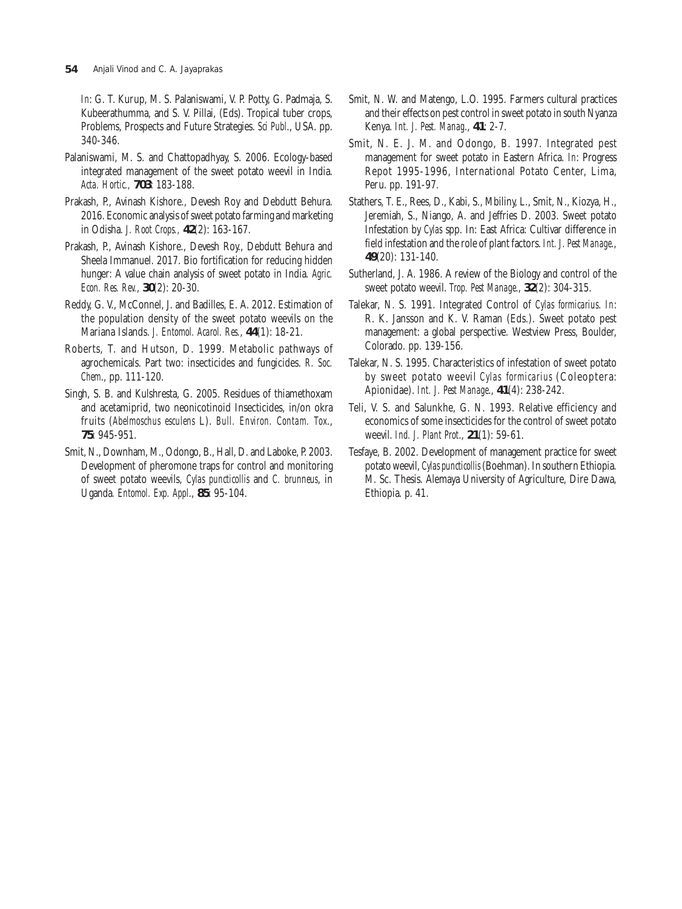*In*: G. T. Kurup, M. S. Palaniswami, V. P. Potty, G. Padmaja, S. Kubeerathumma, and S. V. Pillai, (Eds). Tropical tuber crops, Problems, Prospects and Future Strategies. *Sci Publ*., USA. pp. 340-346.

Palaniswami, M. S. and Chattopadhyay, S. 2006. Ecology-based integrated management of the sweet potato weevil in India. *Acta. Hortic.,* **703**: 183-188.

Prakash, P., Avinash Kishore., Devesh Roy and Debdutt Behura. 2016. Economic analysis of sweet potato farming and marketing in Odisha. *J. Root Crops.,* **42**(2): 163-167.

Prakash, P., Avinash Kishore., Devesh Roy., Debdutt Behura and Sheela Immanuel. 2017. Bio fortification for reducing hidden hunger: A value chain analysis of sweet potato in India. *Agric. Econ. Res. Rev.*, **30**(2): 20-30.

Reddy, G. V., McConnel, J. and Badilles, E. A. 2012. Estimation of the population density of the sweet potato weevils on the Mariana Islands. *J. Entomol. Acarol. Res.*, **44**(1): 18-21.

Roberts, T. and Hutson, D. 1999. Metabolic pathways of agrochemicals. Part two: insecticides and fungicides. *R. Soc. Chem.*, pp. 111-120.

Singh, S. B. and Kulshresta, G. 2005. Residues of thiamethoxam and acetamiprid, two neonicotinoid Insecticides, in/on okra fruits (*Abelmoschus esculens* L). *Bull. Environ. Contam. Tox.*, **75**: 945-951.

Smit, N., Downham, M., Odongo, B., Hall, D. and Laboke, P. 2003. Development of pheromone traps for control and monitoring of sweet potato weevils, *Cylas puncticollis* and *C. brunneus*, in Uganda. *Entomol. Exp. Appl.*, **85**: 95-104.

Smit, N. W. and Matengo, L.O. 1995. Farmers cultural practices and their effects on pest control in sweet potato in south Nyanza Kenya. *Int. J. Pest. Manag.*, **41**: 2-7.

Smit, N. E. J. M. and Odongo, B. 1997. Integrated pest management for sweet potato in Eastern Africa. *In*: Progress Repot 1995-1996, International Potato Center, Lima, Peru. pp. 191-97.

Stathers, T. E., Rees, D., Kabi, S., Mbiliny, L., Smit, N., Kiozya, H., Jeremiah, S., Niango, A. and Jeffries D. 2003. Sweet potato Infestation by *Cylas* spp. In: East Africa: Cultivar difference in field infestation and the role of plant factors. *Int. J. Pest Manage.*, **49**(20): 131-140.

Sutherland, J. A. 1986. A review of the Biology and control of the sweet potato weevil. *Trop. Pest Manage.*, **32**(2): 304-315.

Talekar, N. S. 1991. Integrated Control of *Cylas formicarius*. *In*: R. K. Jansson and K. V. Raman (Eds.). Sweet potato pest management: a global perspective. Westview Press, Boulder, Colorado. pp. 139-156.

Talekar, N. S. 1995. Characteristics of infestation of sweet potato by sweet potato weevil *Cylas formicarius* (Coleoptera: Apionidae). *Int. J. Pest Manage.*, **41**(4): 238-242.

Teli, V. S. and Salunkhe, G. N. 1993. Relative efficiency and economics of some insecticides for the control of sweet potato weevil. *Ind. J. Plant Prot.*, **21**(1): 59-61.

Tesfaye, B. 2002. Development of management practice for sweet potato weevil, *Cylas puncticollis* (Boehman). In southern Ethiopia. M. Sc. Thesis. Alemaya University of Agriculture, Dire Dawa, Ethiopia. p. 41.